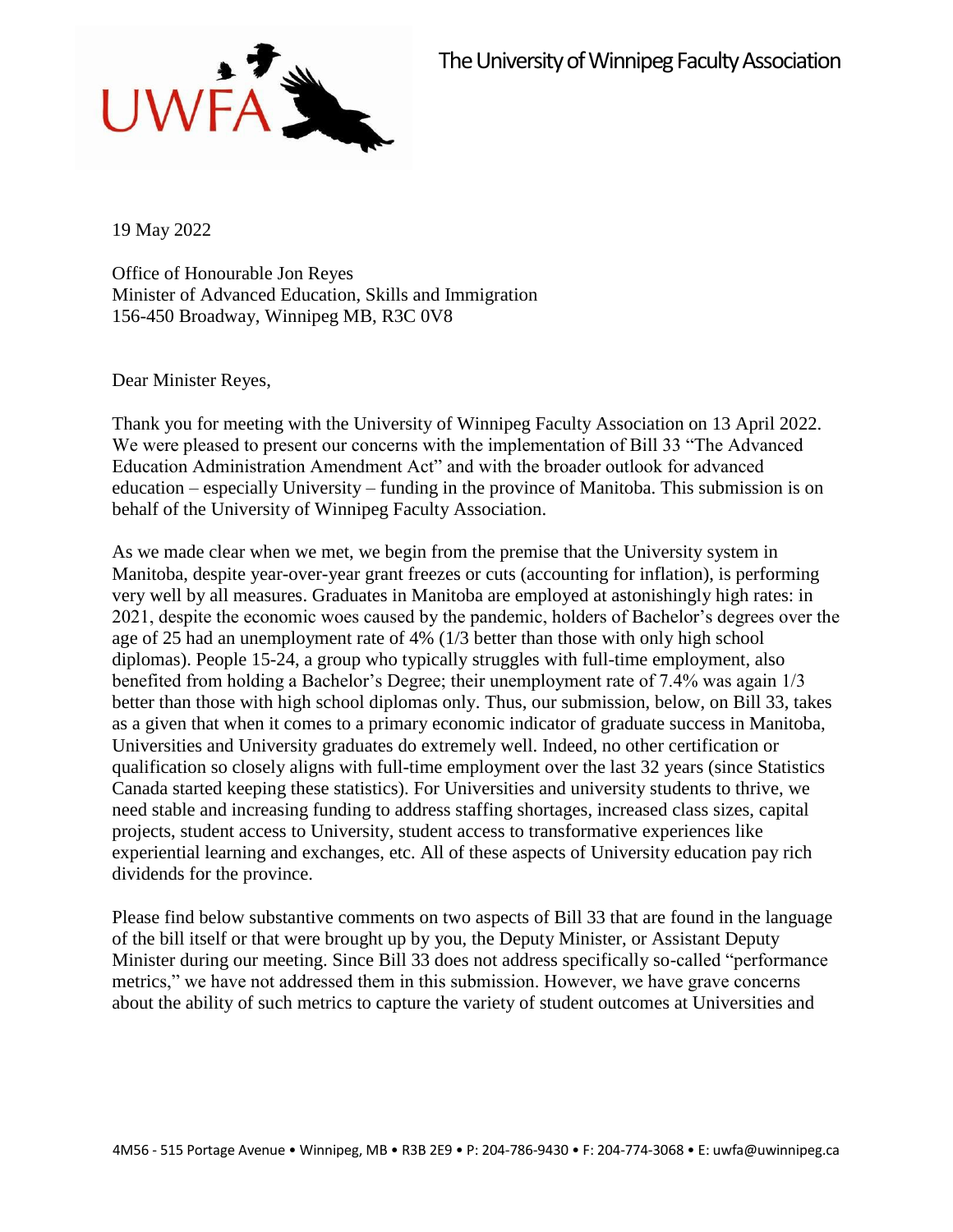The University of Winnipeg Faculty Association

19 May 2022

Office of Honourable Jon Reyes
Minister of Advanced Education, Skills and Immigration
156-450 Broadway, Winnipeg MB, R3C 0V8

Dear Minister Reyes,

Thank you for meeting with the University of Winnipeg Faculty Association on 13 April 2022. We were pleased to present our concerns with the implementation of Bill 33 "The Advanced Education Administration Amendment Act" and with the broader outlook for advanced education – especially University – funding in the province of Manitoba. This submission is on behalf of the University of Winnipeg Faculty Association.

As we made clear when we met, we begin from the premise that the University system in Manitoba, despite year-over-year grant freezes or cuts (accounting for inflation), is performing very well by all measures. Graduates in Manitoba are employed at astonishingly high rates: in 2021, despite the economic woes caused by the pandemic, holders of Bachelor's degrees over the age of 25 had an unemployment rate of 4% (1/3 better than those with only high school diplomas). People 15-24, a group who typically struggles with full-time employment, also benefited from holding a Bachelor's Degree; their unemployment rate of 7.4% was again 1/3 better than those with high school diplomas only. Thus, our submission, below, on Bill 33, takes as a given that when it comes to a primary economic indicator of graduate success in Manitoba, Universities and University graduates do extremely well. Indeed, no other certification or qualification so closely aligns with full-time employment over the last 32 years (since Statistics Canada started keeping these statistics). For Universities and university students to thrive, we need stable and increasing funding to address staffing shortages, increased class sizes, capital projects, student access to University, student access to transformative experiences like experiential learning and exchanges, etc. All of these aspects of University education pay rich dividends for the province.

Please find below substantive comments on two aspects of Bill 33 that are found in the language of the bill itself or that were brought up by you, the Deputy Minister, or Assistant Deputy Minister during our meeting. Since Bill 33 does not address specifically so-called "performance metrics," we have not addressed them in this submission. However, we have grave concerns about the ability of such metrics to capture the variety of student outcomes at Universities and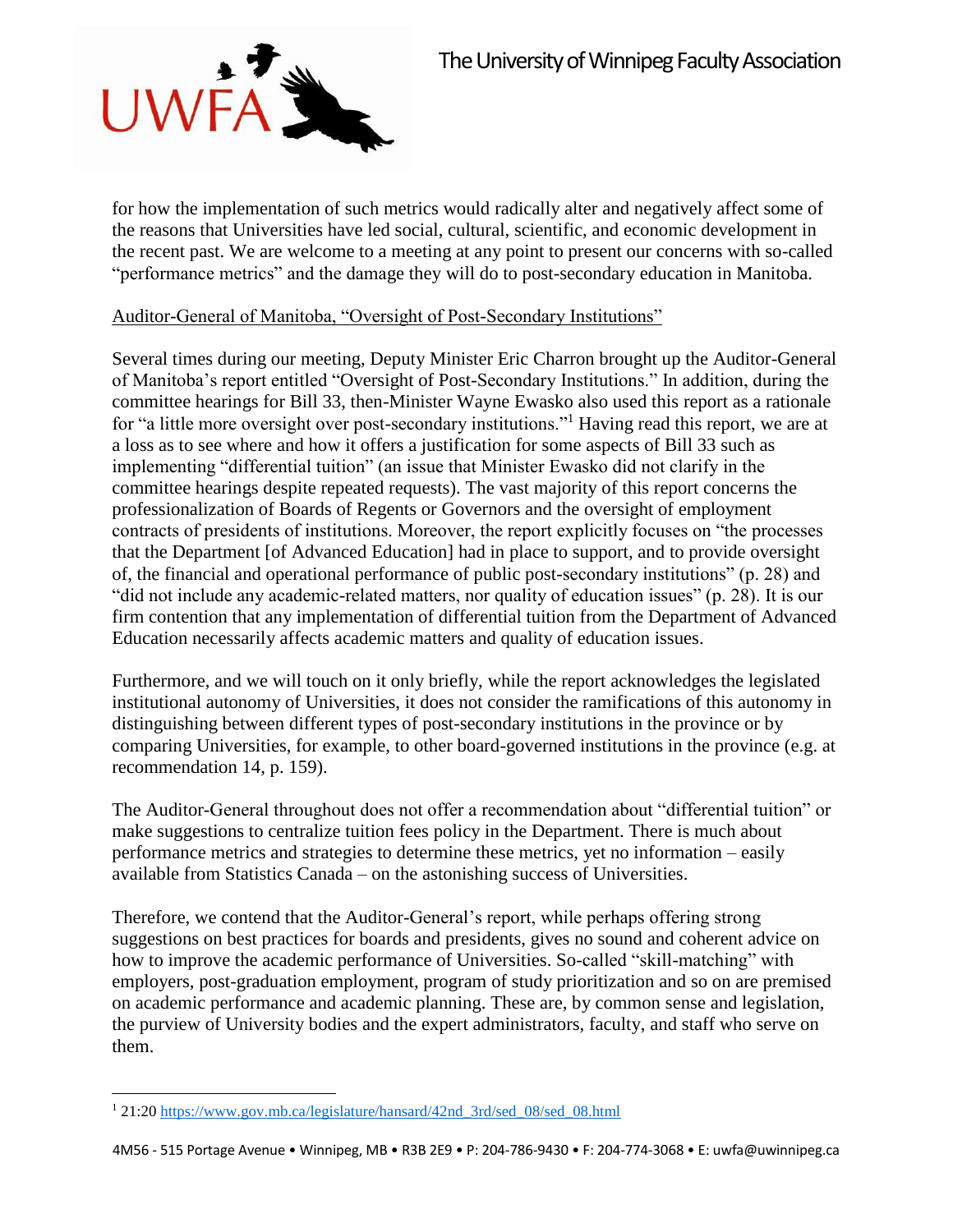for how the implementation of such metrics would radically alter and negatively affect some of the reasons that Universities have led social, cultural, scientific, and economic development in the recent past. We are welcome to a meeting at any point to present our concerns with so-called "performance metrics" and the damage they will do to post-secondary education in Manitoba.

<u>Auditor-General of Manitoba, "Oversight of Post-Secondary Institutions"</u>

Several times during our meeting, Deputy Minister Eric Charron brought up the Auditor-General of Manitoba's report entitled "Oversight of Post-Secondary Institutions." In addition, during the committee hearings for Bill 33, then-Minister Wayne Ewasko also used this report as a rationale for "a little more oversight over post-secondary institutions."[1] Having read this report, we are at a loss as to see where and how it offers a justification for some aspects of Bill 33 such as implementing "differential tuition" (an issue that Minister Ewasko did not clarify in the committee hearings despite repeated requests). The vast majority of this report concerns the professionalization of Boards of Regents or Governors and the oversight of employment contracts of presidents of institutions. Moreover, the report explicitly focuses on "the processes that the Department [of Advanced Education] had in place to support, and to provide oversight of, the financial and operational performance of public post-secondary institutions" (p. 28) and "did not include any academic-related matters, nor quality of education issues" (p. 28). It is our firm contention that any implementation of differential tuition from the Department of Advanced Education necessarily affects academic matters and quality of education issues.

Furthermore, and we will touch on it only briefly, while the report acknowledges the legislated institutional autonomy of Universities, it does not consider the ramifications of this autonomy in distinguishing between different types of post-secondary institutions in the province or by comparing Universities, for example, to other board-governed institutions in the province (e.g. at recommendation 14, p. 159).

The Auditor-General throughout does not offer a recommendation about "differential tuition" or make suggestions to centralize tuition fees policy in the Department. There is much about performance metrics and strategies to determine these metrics, yet no information – easily available from Statistics Canada – on the astonishing success of Universities.

Therefore, we contend that the Auditor-General's report, while perhaps offering strong suggestions on best practices for boards and presidents, gives no sound and coherent advice on how to improve the academic performance of Universities. So-called "skill-matching" with employers, post-graduation employment, program of study prioritization and so on are premised on academic performance and academic planning. These are, by common sense and legislation, the purview of University bodies and the expert administrators, faculty, and staff who serve on them.

---

[1] 21:20 https://www.gov.mb.ca/legislature/hansard/42nd_3rd/sed_08/sed_08.html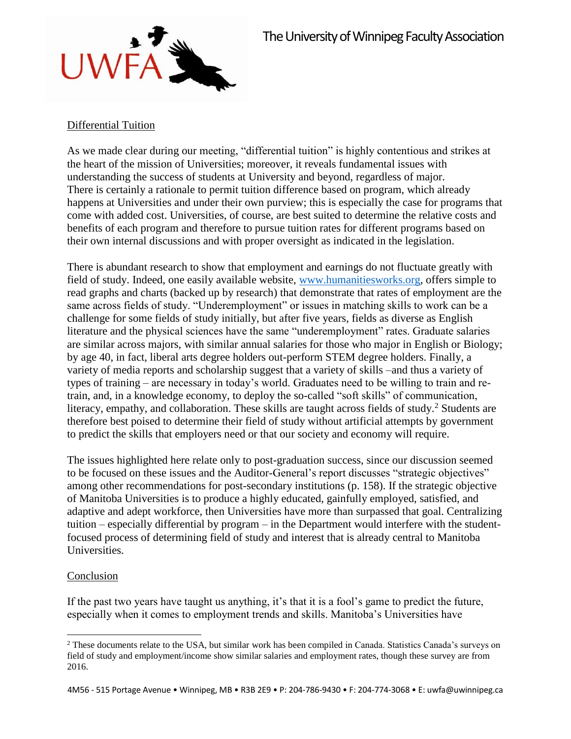## Differential Tuition

As we made clear during our meeting, "differential tuition" is highly contentious and strikes at the heart of the mission of Universities; moreover, it reveals fundamental issues with understanding the success of students at University and beyond, regardless of major. There is certainly a rationale to permit tuition difference based on program, which already happens at Universities and under their own purview; this is especially the case for programs that come with added cost. Universities, of course, are best suited to determine the relative costs and benefits of each program and therefore to pursue tuition rates for different programs based on their own internal discussions and with proper oversight as indicated in the legislation.

There is abundant research to show that employment and earnings do not fluctuate greatly with field of study. Indeed, one easily available website, [www.humanitiesworks.org](http://www.humanitiesworks.org), offers simple to read graphs and charts (backed up by research) that demonstrate that rates of employment are the same across fields of study. "Underemployment" or issues in matching skills to work can be a challenge for some fields of study initially, but after five years, fields as diverse as English literature and the physical sciences have the same "underemployment" rates. Graduate salaries are similar across majors, with similar annual salaries for those who major in English or Biology; by age 40, in fact, liberal arts degree holders out-perform STEM degree holders. Finally, a variety of media reports and scholarship suggest that a variety of skills –and thus a variety of types of training – are necessary in today's world. Graduates need to be willing to train and re-train, and, in a knowledge economy, to deploy the so-called "soft skills" of communication, literacy, empathy, and collaboration. These skills are taught across fields of study.[2] Students are therefore best poised to determine their field of study without artificial attempts by government to predict the skills that employers need or that our society and economy will require.

The issues highlighted here relate only to post-graduation success, since our discussion seemed to be focused on these issues and the Auditor-General's report discusses "strategic objectives" among other recommendations for post-secondary institutions (p. 158). If the strategic objective of Manitoba Universities is to produce a highly educated, gainfully employed, satisfied, and adaptive and adept workforce, then Universities have more than surpassed that goal. Centralizing tuition – especially differential by program – in the Department would interfere with the student-focused process of determining field of study and interest that is already central to Manitoba Universities.

## Conclusion

If the past two years have taught us anything, it's that it is a fool's game to predict the future, especially when it comes to employment trends and skills. Manitoba's Universities have

---

[2] These documents relate to the USA, but similar work has been compiled in Canada. Statistics Canada's surveys on field of study and employment/income show similar salaries and employment rates, though these survey are from 2016.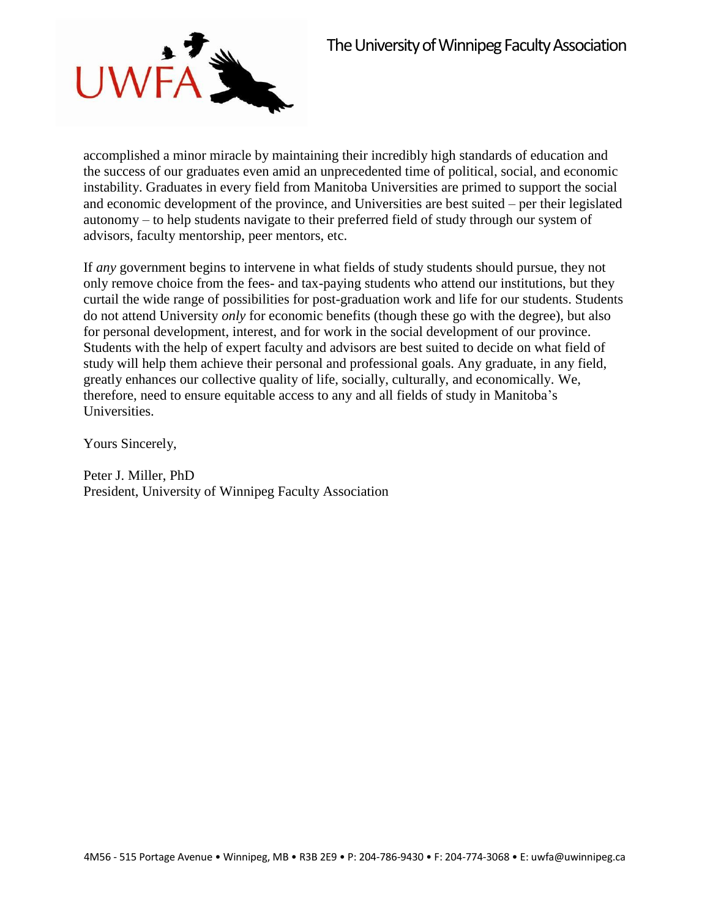accomplished a minor miracle by maintaining their incredibly high standards of education and the success of our graduates even amid an unprecedented time of political, social, and economic instability. Graduates in every field from Manitoba Universities are primed to support the social and economic development of the province, and Universities are best suited – per their legislated autonomy – to help students navigate to their preferred field of study through our system of advisors, faculty mentorship, peer mentors, etc.

If *any* government begins to intervene in what fields of study students should pursue, they not only remove choice from the fees- and tax-paying students who attend our institutions, but they curtail the wide range of possibilities for post-graduation work and life for our students. Students do not attend University *only* for economic benefits (though these go with the degree), but also for personal development, interest, and for work in the social development of our province. Students with the help of expert faculty and advisors are best suited to decide on what field of study will help them achieve their personal and professional goals. Any graduate, in any field, greatly enhances our collective quality of life, socially, culturally, and economically. We, therefore, need to ensure equitable access to any and all fields of study in Manitoba's Universities.

Yours Sincerely,

Peter J. Miller, PhD
President, University of Winnipeg Faculty Association